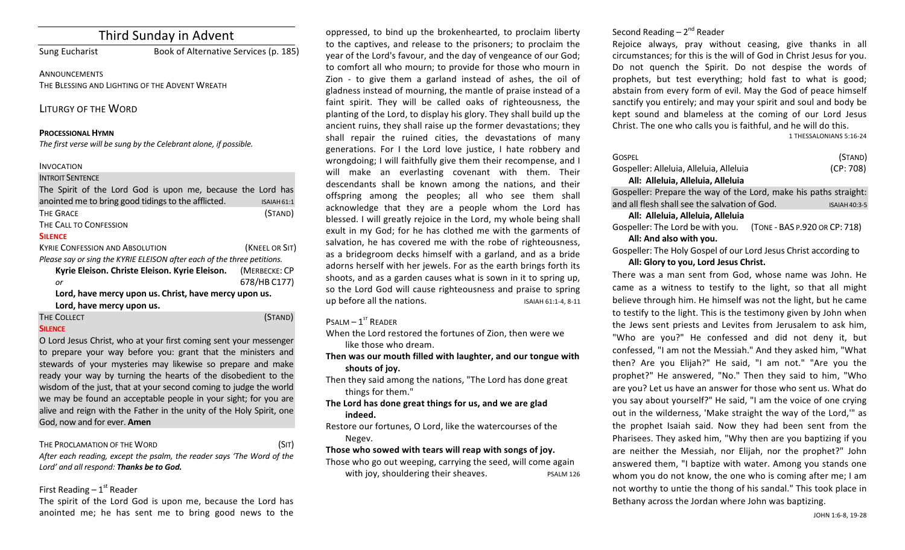# Third Sunday in Advent

Sung Eucharist — Book of Alternative Services (p. 185)

ANNOUNCEMENTS

THE BLESSING AND LIGHTING OF THE ADVENT WREATH

## LITURGY OF THE WORD

**PROCESSIONAL HYMN**

*The first verse will be sung by the Celebrant alone, if possible.*

INVOCATION

INTROIT SENTENCE

The Spirit of the Lord God is upon me, because the Lord has anointed me to bring good tidings to the afflicted. ISAIAH 61:1

THE GRACE (STAND)

THE CALL TO CONFESSION

**SILENCE**

KYRIE CONFESSION AND ABSOLUTION (KNEEL OR SIT)

*Please say or sing the KYRIE ELEISON after each of the three petitions.*

**Kyrie Eleison. Christe Eleison. Kyrie Eleison.** (MERBECKE: CP 678/HB C177)

*or*

**Lord, have mercy upon us. Christ, have mercy upon us. Lord, have mercy upon us.**

THE COLLECT (STAND)

**SILENCE**

O Lord Jesus Christ, who at your first coming sent your messenger to prepare your way before you: grant that the ministers and stewards of your mysteries may likewise so prepare and make ready your way by turning the hearts of the disobedient to the wisdom of the just, that at your second coming to judge the world we may be found an acceptable people in your sight; for you are alive and reign with the Father in the unity of the Holy Spirit, one God, now and for ever. **Amen**

THE PROCLAMATION OF THE WORD (SIT)

*After each reading, except the psalm, the reader says 'The Word of the Lord' and all respond:* ***Thanks be to God.***

First Reading – 1st Reader

The spirit of the Lord God is upon me, because the Lord has anointed me; he has sent me to bring good news to the oppressed, to bind up the brokenhearted, to proclaim liberty to the captives, and release to the prisoners; to proclaim the year of the Lord's favour, and the day of vengeance of our God; to comfort all who mourn; to provide for those who mourn in Zion - to give them a garland instead of ashes, the oil of gladness instead of mourning, the mantle of praise instead of a faint spirit. They will be called oaks of righteousness, the planting of the Lord, to display his glory. They shall build up the ancient ruins, they shall raise up the former devastations; they shall repair the ruined cities, the devastations of many generations. For I the Lord love justice, I hate robbery and wrongdoing; I will faithfully give them their recompense, and I will make an everlasting covenant with them. Their descendants shall be known among the nations, and their offspring among the peoples; all who see them shall acknowledge that they are a people whom the Lord has blessed. I will greatly rejoice in the Lord, my whole being shall exult in my God; for he has clothed me with the garments of salvation, he has covered me with the robe of righteousness, as a bridegroom decks himself with a garland, and as a bride adorns herself with her jewels. For as the earth brings forth its shoots, and as a garden causes what is sown in it to spring up, so the Lord God will cause righteousness and praise to spring up before all the nations. ISAIAH 61:1-4, 8-11

PSALM – 1st READER

When the Lord restored the fortunes of Zion, then were we like those who dream.

**Then was our mouth filled with laughter, and our tongue with shouts of joy.**

Then they said among the nations, "The Lord has done great things for them."

**The Lord has done great things for us, and we are glad indeed.**

Restore our fortunes, O Lord, like the watercourses of the Negev.

**Those who sowed with tears will reap with songs of joy.**

Those who go out weeping, carrying the seed, will come again with joy, shouldering their sheaves. PSALM 126

Second Reading – 2nd Reader

Rejoice always, pray without ceasing, give thanks in all circumstances; for this is the will of God in Christ Jesus for you. Do not quench the Spirit. Do not despise the words of prophets, but test everything; hold fast to what is good; abstain from every form of evil. May the God of peace himself sanctify you entirely; and may your spirit and soul and body be kept sound and blameless at the coming of our Lord Jesus Christ. The one who calls you is faithful, and he will do this. 1 THESSALONIANS 5:16-24

GOSPEL (STAND)

Gospeller: Alleluia, Alleluia, Alleluia (CP: 708)

**All: Alleluia, Alleluia, Alleluia**

Gospeller: Prepare the way of the Lord, make his paths straight: and all flesh shall see the salvation of God. ISAIAH 40:3-5

**All: Alleluia, Alleluia, Alleluia**

Gospeller: The Lord be with you. (TONE - BAS P.920 OR CP: 718)

**All: And also with you.**

Gospeller: The Holy Gospel of our Lord Jesus Christ according to

**All: Glory to you, Lord Jesus Christ.**

There was a man sent from God, whose name was John. He came as a witness to testify to the light, so that all might believe through him. He himself was not the light, but he came to testify to the light. This is the testimony given by John when the Jews sent priests and Levites from Jerusalem to ask him, "Who are you?" He confessed and did not deny it, but confessed, "I am not the Messiah." And they asked him, "What then? Are you Elijah?" He said, "I am not." "Are you the prophet?" He answered, "No." Then they said to him, "Who are you? Let us have an answer for those who sent us. What do you say about yourself?" He said, "I am the voice of one crying out in the wilderness, 'Make straight the way of the Lord,'" as the prophet Isaiah said. Now they had been sent from the Pharisees. They asked him, "Why then are you baptizing if you are neither the Messiah, nor Elijah, nor the prophet?" John answered them, "I baptize with water. Among you stands one whom you do not know, the one who is coming after me; I am not worthy to untie the thong of his sandal." This took place in Bethany across the Jordan where John was baptizing.

JOHN 1:6-8, 19-28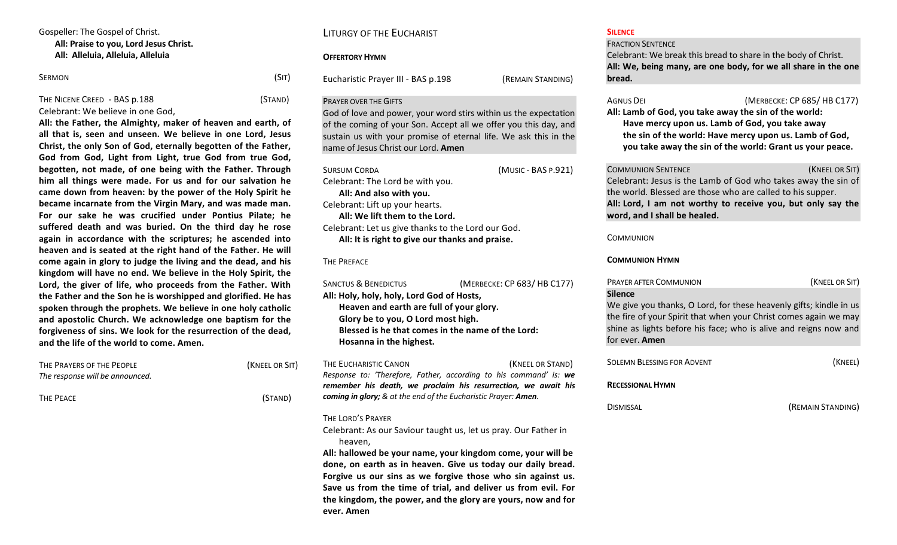Gospeller: The Gospel of Christ.

**All: Praise to you, Lord Jesus Christ.**
**All: Alleluia, Alleluia, Alleluia**

SERMON (SIT)

THE NICENE CREED - BAS p.188 (STAND)

Celebrant: We believe in one God,

**All: the Father, the Almighty, maker of heaven and earth, of all that is, seen and unseen. We believe in one Lord, Jesus Christ, the only Son of God, eternally begotten of the Father, God from God, Light from Light, true God from true God, begotten, not made, of one being with the Father. Through him all things were made. For us and for our salvation he came down from heaven: by the power of the Holy Spirit he became incarnate from the Virgin Mary, and was made man. For our sake he was crucified under Pontius Pilate; he suffered death and was buried. On the third day he rose again in accordance with the scriptures; he ascended into heaven and is seated at the right hand of the Father. He will come again in glory to judge the living and the dead, and his kingdom will have no end. We believe in the Holy Spirit, the Lord, the giver of life, who proceeds from the Father. With the Father and the Son he is worshipped and glorified. He has spoken through the prophets. We believe in one holy catholic and apostolic Church. We acknowledge one baptism for the forgiveness of sins. We look for the resurrection of the dead, and the life of the world to come. Amen.**

THE PRAYERS OF THE PEOPLE (KNEEL OR SIT)

*The response will be announced.*

THE PEACE (STAND)

## LITURGY OF THE EUCHARIST

**OFFERTORY HYMN**

Eucharistic Prayer III - BAS p.198 (REMAIN STANDING)

PRAYER OVER THE GIFTS

God of love and power, your word stirs within us the expectation of the coming of your Son. Accept all we offer you this day, and sustain us with your promise of eternal life. We ask this in the name of Jesus Christ our Lord. **Amen**

SURSUM CORDA (MUSIC - BAS P.921)

Celebrant: The Lord be with you.
**All: And also with you.**
Celebrant: Lift up your hearts.
**All: We lift them to the Lord.**
Celebrant: Let us give thanks to the Lord our God.
**All: It is right to give our thanks and praise.**

THE PREFACE

SANCTUS & BENEDICTUS (MERBECKE: CP 683/ HB C177)

**All: Holy, holy, holy, Lord God of Hosts,**
**Heaven and earth are full of your glory.**
**Glory be to you, O Lord most high.**
**Blessed is he that comes in the name of the Lord:**
**Hosanna in the highest.**

THE EUCHARISTIC CANON (KNEEL OR STAND)

*Response to: 'Therefore, Father, according to his command' is:* ***we remember his death, we proclaim his resurrection, we await his coming in glory;*** *& at the end of the Eucharistic Prayer:* ***Amen.***

THE LORD'S PRAYER

Celebrant: As our Saviour taught us, let us pray. Our Father in heaven,

**All: hallowed be your name, your kingdom come, your will be done, on earth as in heaven. Give us today our daily bread. Forgive us our sins as we forgive those who sin against us. Save us from the time of trial, and deliver us from evil. For the kingdom, the power, and the glory are yours, now and for ever. Amen**

**SILENCE**

FRACTION SENTENCE

Celebrant: We break this bread to share in the body of Christ.
**All: We, being many, are one body, for we all share in the one bread.**

AGNUS DEI (MERBECKE: CP 685/ HB C177)

**All: Lamb of God, you take away the sin of the world:**
**Have mercy upon us. Lamb of God, you take away the sin of the world: Have mercy upon us. Lamb of God, you take away the sin of the world: Grant us your peace.**

COMMUNION SENTENCE (KNEEL OR SIT)

Celebrant: Jesus is the Lamb of God who takes away the sin of the world. Blessed are those who are called to his supper.
**All: Lord, I am not worthy to receive you, but only say the word, and I shall be healed.**

COMMUNION

**COMMUNION HYMN**

PRAYER AFTER COMMUNION (KNEEL OR SIT)

**Silence**

We give you thanks, O Lord, for these heavenly gifts; kindle in us the fire of your Spirit that when your Christ comes again we may shine as lights before his face; who is alive and reigns now and for ever. **Amen**

SOLEMN BLESSING FOR ADVENT (KNEEL)

**RECESSIONAL HYMN**

DISMISSAL (REMAIN STANDING)